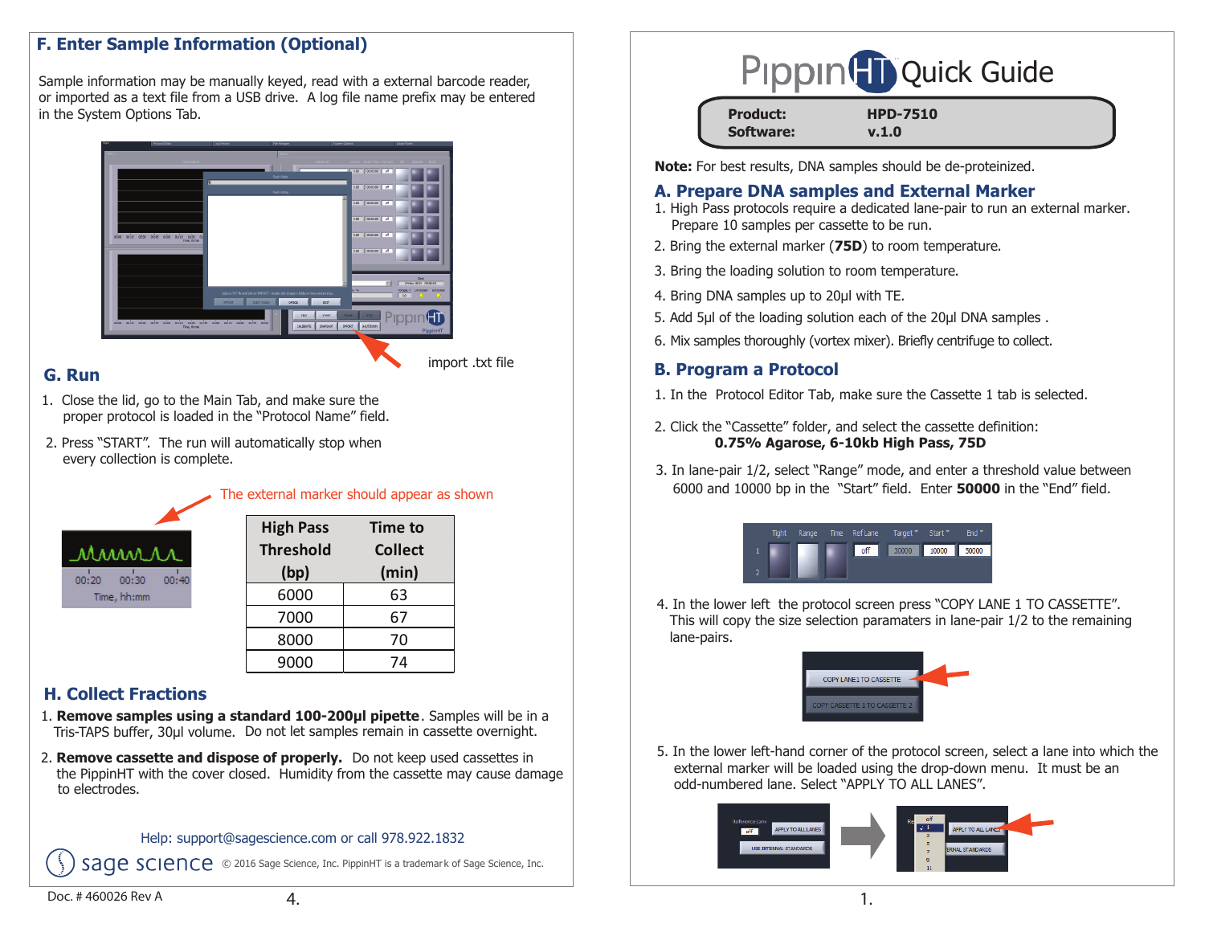## F. Enter Sample Information (Optional)

Sample information may be manually keyed, read with a external barcode reader, or imported as a text file from a USB drive. A log file name prefix may be entered in the System Options Tab.

import .txt file

## G. Run

1. Close the lid, go to the Main Tab, and make sure the proper protocol is loaded in the "Protocol Name" field.
2. Press "START". The run will automatically stop when every collection is complete.

The external marker should appear as shown

| High Pass Threshold (bp) | Time to Collect (min) |
|---|---|
| 6000 | 63 |
| 7000 | 67 |
| 8000 | 70 |
| 9000 | 74 |

## H. Collect Fractions

1. **Remove samples using a standard 100-200µl pipette**. Samples will be in a Tris-TAPS buffer, 30µl volume. Do not let samples remain in cassette overnight.
2. **Remove cassette and dispose of properly.** Do not keep used cassettes in the PippinHT with the cover closed. Humidity from the cassette may cause damage to electrodes.

Help: support@sagescience.com or call 978.922.1832

sage science © 2016 Sage Science, Inc. PippinHT is a trademark of Sage Science, Inc.

Doc. # 460026 Rev A

# PippinHT Quick Guide

**Product:** HPD-7510
**Software:** v.1.0

**Note:** For best results, DNA samples should be de-proteinized.

## A. Prepare DNA samples and External Marker

1. High Pass protocols require a dedicated lane-pair to run an external marker. Prepare 10 samples per cassette to be run.
2. Bring the external marker (**75D**) to room temperature.
3. Bring the loading solution to room temperature.
4. Bring DNA samples up to 20µl with TE.
5. Add 5µl of the loading solution each of the 20µl DNA samples .
6. Mix samples thoroughly (vortex mixer). Briefly centrifuge to collect.

## B. Program a Protocol

1. In the Protocol Editor Tab, make sure the Cassette 1 tab is selected.
2. Click the "Cassette" folder, and select the cassette definition:
   **0.75% Agarose, 6-10kb High Pass, 75D**
3. In lane-pair 1/2, select "Range" mode, and enter a threshold value between 6000 and 10000 bp in the "Start" field. Enter **50000** in the "End" field.
4. In the lower left the protocol screen press "COPY LANE 1 TO CASSETTE". This will copy the size selection paramaters in lane-pair 1/2 to the remaining lane-pairs.
5. In the lower left-hand corner of the protocol screen, select a lane into which the external marker will be loaded using the drop-down menu. It must be an odd-numbered lane. Select "APPLY TO ALL LANES".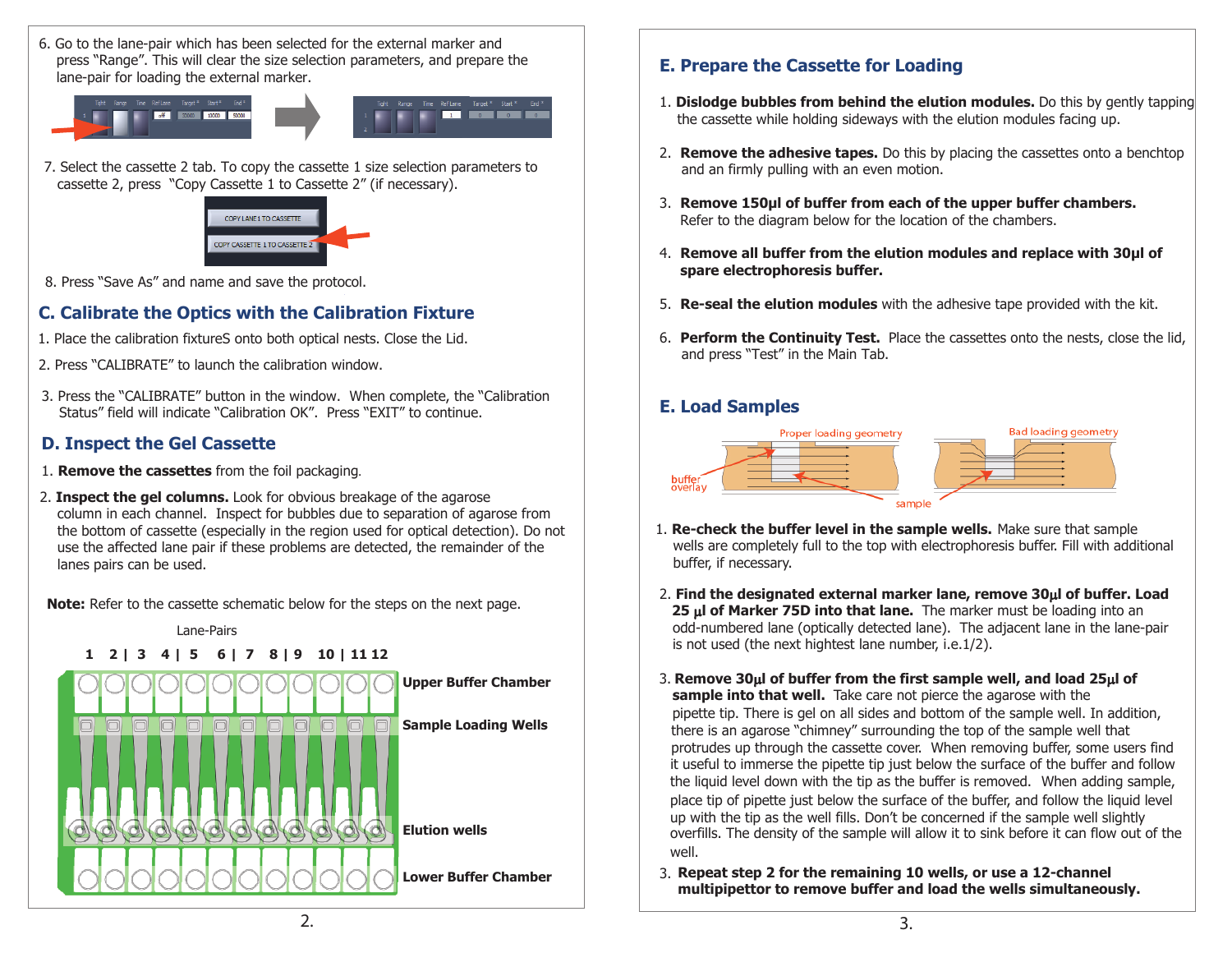6. Go to the lane-pair which has been selected for the external marker and press "Range". This will clear the size selection parameters, and prepare the lane-pair for loading the external marker.

7. Select the cassette 2 tab. To copy the cassette 1 size selection parameters to cassette 2, press "Copy Cassette 1 to Cassette 2" (if necessary).

8. Press "Save As" and name and save the protocol.

## C. Calibrate the Optics with the Calibration Fixture

1. Place the calibration fixtureS onto both optical nests. Close the Lid.
2. Press "CALIBRATE" to launch the calibration window.
3. Press the "CALIBRATE" button in the window. When complete, the "Calibration Status" field will indicate "Calibration OK". Press "EXIT" to continue.

## D. Inspect the Gel Cassette

1. **Remove the cassettes** from the foil packaging.
2. **Inspect the gel columns.** Look for obvious breakage of the agarose column in each channel. Inspect for bubbles due to separation of agarose from the bottom of cassette (especially in the region used for optical detection). Do not use the affected lane pair if these problems are detected, the remainder of the lanes pairs can be used.

**Note:** Refer to the cassette schematic below for the steps on the next page.

Lane-Pairs

1 2 | 3 4 | 5 6 | 7 8 | 9 10 | 11 12

Upper Buffer Chamber

Sample Loading Wells

Elution wells

Lower Buffer Chamber

## E. Prepare the Cassette for Loading

1. **Dislodge bubbles from behind the elution modules.** Do this by gently tapping the cassette while holding sideways with the elution modules facing up.
2. **Remove the adhesive tapes.** Do this by placing the cassettes onto a benchtop and an firmly pulling with an even motion.
3. **Remove 150µl of buffer from each of the upper buffer chambers.** Refer to the diagram below for the location of the chambers.
4. **Remove all buffer from the elution modules and replace with 30µl of spare electrophoresis buffer.**
5. **Re-seal the elution modules** with the adhesive tape provided with the kit.
6. **Perform the Continuity Test.** Place the cassettes onto the nests, close the lid, and press "Test" in the Main Tab.

## E. Load Samples

Proper loading geometry

Bad loading geometry

buffer overlay

sample

1. **Re-check the buffer level in the sample wells.** Make sure that sample wells are completely full to the top with electrophoresis buffer. Fill with additional buffer, if necessary.
2. **Find the designated external marker lane, remove 30µl of buffer. Load 25 µl of Marker 75D into that lane.** The marker must be loading into an odd-numbered lane (optically detected lane). The adjacent lane in the lane-pair is not used (the next hightest lane number, i.e.1/2).
3. **Remove 30µl of buffer from the first sample well, and load 25µl of sample into that well.** Take care not pierce the agarose with the pipette tip. There is gel on all sides and bottom of the sample well. In addition, there is an agarose "chimney" surrounding the top of the sample well that protrudes up through the cassette cover. When removing buffer, some users find it useful to immerse the pipette tip just below the surface of the buffer and follow the liquid level down with the tip as the buffer is removed. When adding sample, place tip of pipette just below the surface of the buffer, and follow the liquid level up with the tip as the well fills. Don't be concerned if the sample well slightly overfills. The density of the sample will allow it to sink before it can flow out of the well.
3. **Repeat step 2 for the remaining 10 wells, or use a 12-channel multipipettor to remove buffer and load the wells simultaneously.**